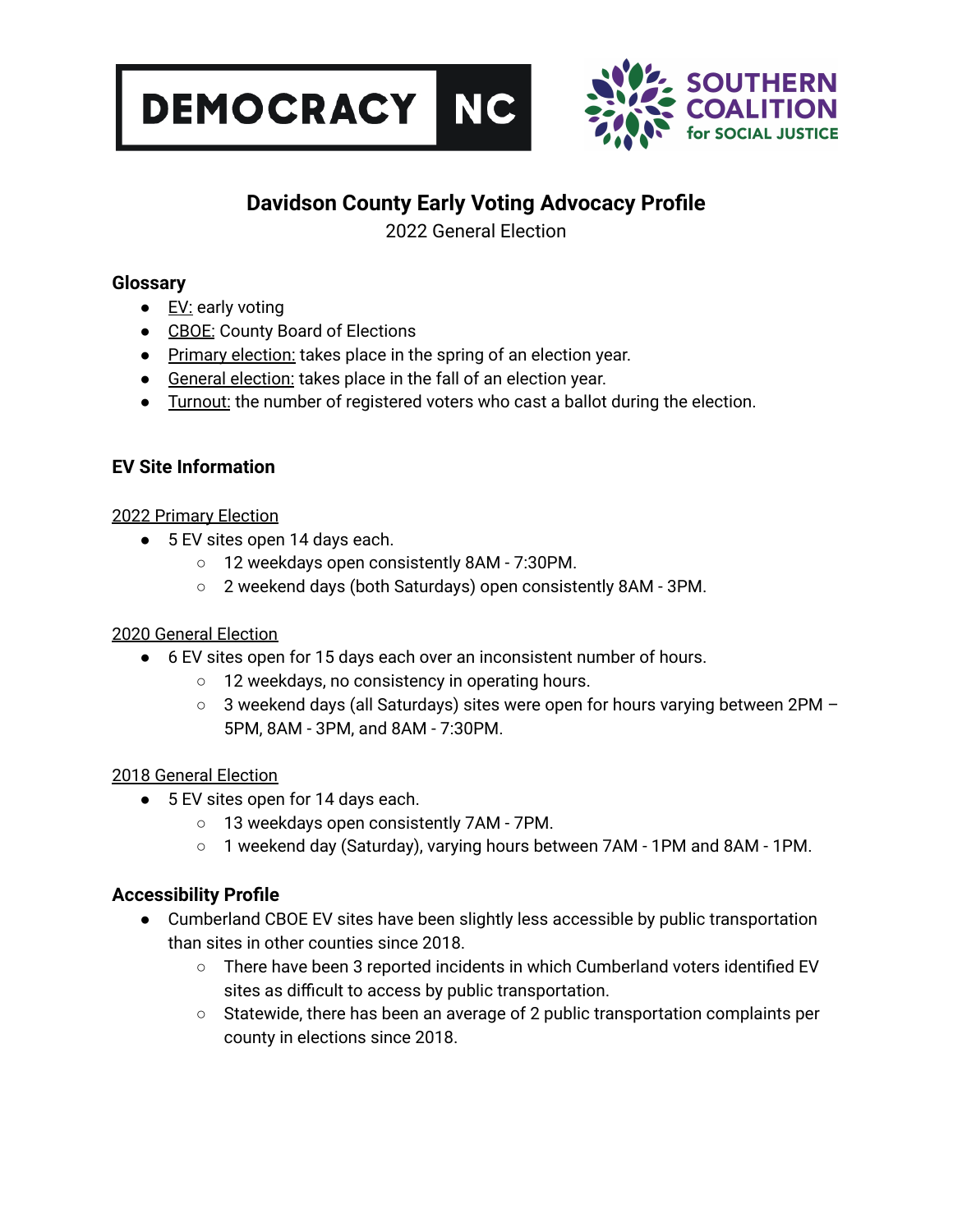DEMOCRACY NC

SOUTHERN COALITION for SOCIAL JUSTICE

# Davidson County Early Voting Advocacy Profile

2022 General Election

### Glossary

- EV: early voting
- CBOE: County Board of Elections
- Primary election: takes place in the spring of an election year.
- General election: takes place in the fall of an election year.
- Turnout: the number of registered voters who cast a ballot during the election.

### EV Site Information

2022 Primary Election

- 5 EV sites open 14 days each.
  - 12 weekdays open consistently 8AM - 7:30PM.
  - 2 weekend days (both Saturdays) open consistently 8AM - 3PM.

2020 General Election

- 6 EV sites open for 15 days each over an inconsistent number of hours.
  - 12 weekdays, no consistency in operating hours.
  - 3 weekend days (all Saturdays) sites were open for hours varying between 2PM – 5PM, 8AM - 3PM, and 8AM - 7:30PM.

2018 General Election

- 5 EV sites open for 14 days each.
  - 13 weekdays open consistently 7AM - 7PM.
  - 1 weekend day (Saturday), varying hours between 7AM - 1PM and 8AM - 1PM.

### Accessibility Profile

- Cumberland CBOE EV sites have been slightly less accessible by public transportation than sites in other counties since 2018.
  - There have been 3 reported incidents in which Cumberland voters identified EV sites as difficult to access by public transportation.
  - Statewide, there has been an average of 2 public transportation complaints per county in elections since 2018.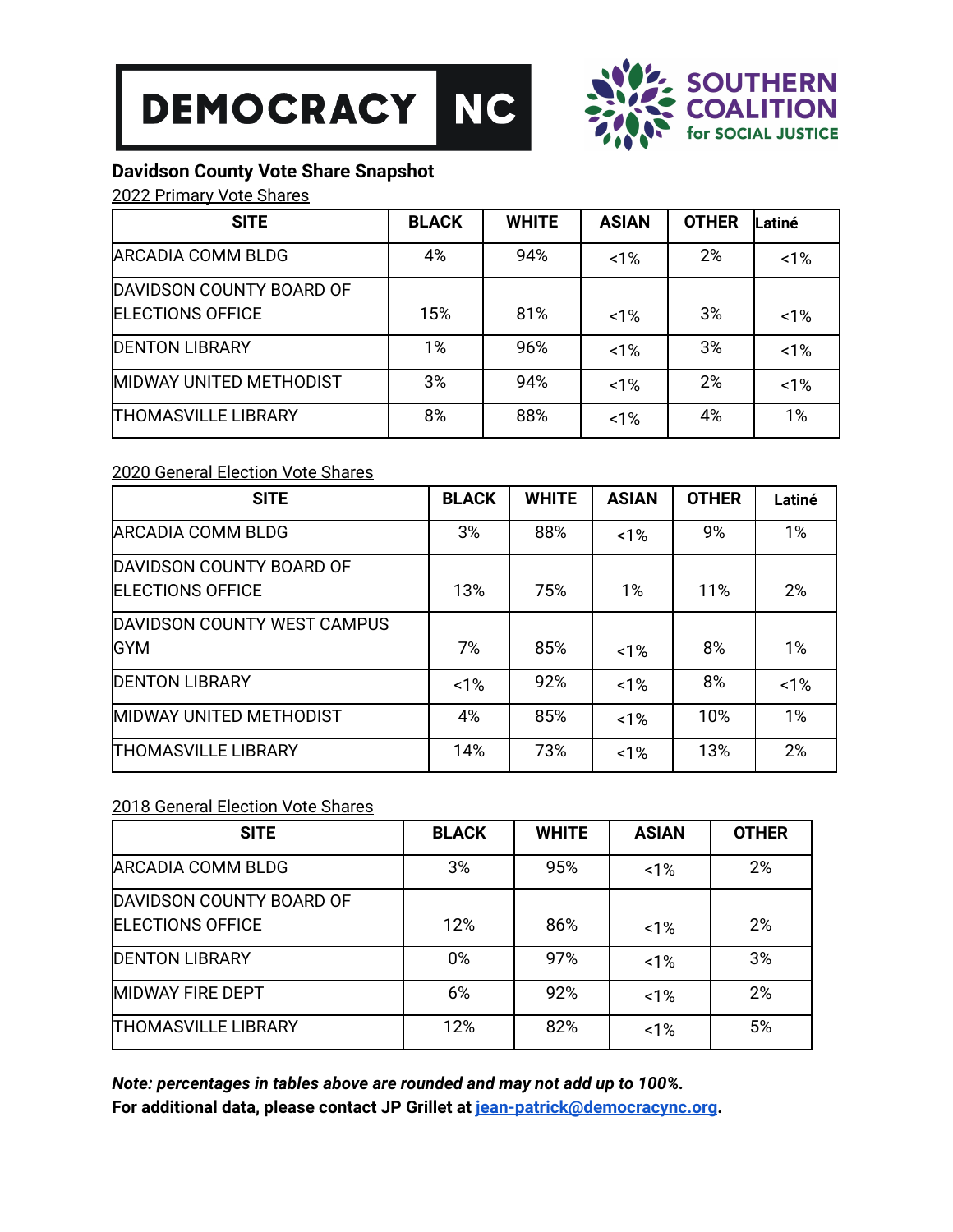DEMOCRACY NC

SOUTHERN COALITION for SOCIAL JUSTICE

**Davidson County Vote Share Snapshot**

2022 Primary Vote Shares

| SITE | BLACK | WHITE | ASIAN | OTHER | Latiné |
|---|---|---|---|---|---|
| ARCADIA COMM BLDG | 4% | 94% | <1% | 2% | <1% |
| DAVIDSON COUNTY BOARD OF ELECTIONS OFFICE | 15% | 81% | <1% | 3% | <1% |
| DENTON LIBRARY | 1% | 96% | <1% | 3% | <1% |
| MIDWAY UNITED METHODIST | 3% | 94% | <1% | 2% | <1% |
| THOMASVILLE LIBRARY | 8% | 88% | <1% | 4% | 1% |

2020 General Election Vote Shares

| SITE | BLACK | WHITE | ASIAN | OTHER | Latiné |
|---|---|---|---|---|---|
| ARCADIA COMM BLDG | 3% | 88% | <1% | 9% | 1% |
| DAVIDSON COUNTY BOARD OF ELECTIONS OFFICE | 13% | 75% | 1% | 11% | 2% |
| DAVIDSON COUNTY WEST CAMPUS GYM | 7% | 85% | <1% | 8% | 1% |
| DENTON LIBRARY | <1% | 92% | <1% | 8% | <1% |
| MIDWAY UNITED METHODIST | 4% | 85% | <1% | 10% | 1% |
| THOMASVILLE LIBRARY | 14% | 73% | <1% | 13% | 2% |

2018 General Election Vote Shares

| SITE | BLACK | WHITE | ASIAN | OTHER |
|---|---|---|---|---|
| ARCADIA COMM BLDG | 3% | 95% | <1% | 2% |
| DAVIDSON COUNTY BOARD OF ELECTIONS OFFICE | 12% | 86% | <1% | 2% |
| DENTON LIBRARY | 0% | 97% | <1% | 3% |
| MIDWAY FIRE DEPT | 6% | 92% | <1% | 2% |
| THOMASVILLE LIBRARY | 12% | 82% | <1% | 5% |

***Note: percentages in tables above are rounded and may not add up to 100%.***

**For additional data, please contact JP Grillet at jean-patrick@democracync.org.**